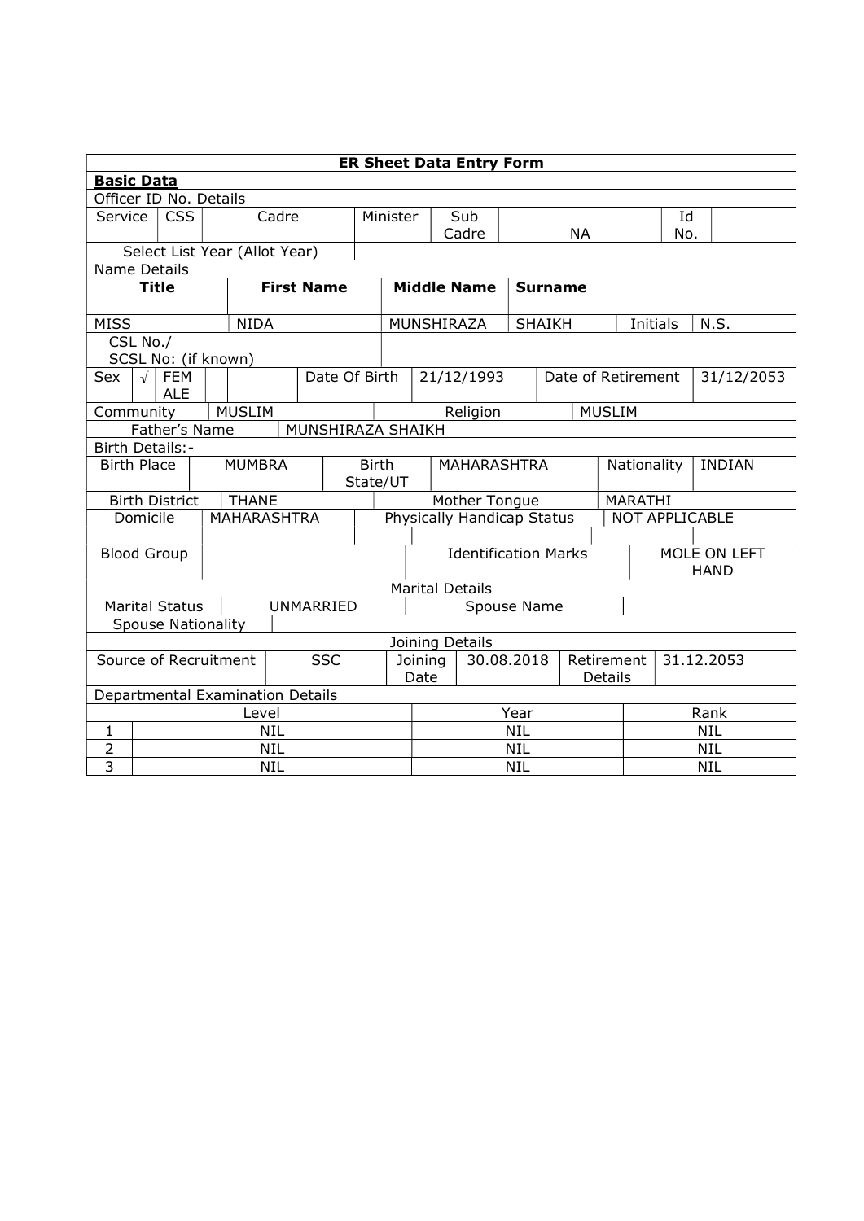| ER Sheet Data Entry Form | | | | | | | | | |
|---|---|---|---|---|---|---|---|---|---|
| **Basic Data** | | | | | | | | | |
| Officer ID No. Details | | | | | | | | | |
| Service | CSS | Cadre | | Minister | Sub Cadre | NA | | Id No. | |
| Select List Year (Allot Year) | | | | | | | | | |
| Name Details | | | | | | | | | |
| **Title** | | **First Name** | | **Middle Name** | **Surname** | | | | |
| MISS | | NIDA | | MUNSHIRAZA | SHAIKH | | Initials | N.S. | |
| CSL No./ SCSL No: (if known) | | | | | | | | | |
| Sex | √ FEMALE | | Date Of Birth | 21/12/1993 | | Date of Retirement | | 31/12/2053 | |
| Community | MUSLIM | | | Religion | | MUSLIM | | | |
| Father's Name | | MUNSHIRAZA SHAIKH | | | | | | | |
| Birth Details:- | | | | | | | | | |
| Birth Place | MUMBRA | | Birth State/UT | MAHARASHTRA | | Nationality | INDIAN | | |
| Birth District | THANE | | | Mother Tongue | | MARATHI | | | |
| Domicile | MAHARASHTRA | | | Physically Handicap Status | | NOT APPLICABLE | | | |
| | | | | | | | | | |
| Blood Group | | | | Identification Marks | | | MOLE ON LEFT HAND | | |
| Marital Details | | | | | | | | | |
| Marital Status | UNMARRIED | | | Spouse Name | | | | | |
| Spouse Nationality | | | | | | | | | |
| Joining Details | | | | | | | | | |
| Source of Recruitment | SSC | | Joining Date | 30.08.2018 | | Retirement Details | 31.12.2053 | | |
| Departmental Examination Details | | | | | | | | | |
| | Level | | | Year | | Rank | | | |
| 1 | NIL | | | NIL | | NIL | | | |
| 2 | NIL | | | NIL | | NIL | | | |
| 3 | NIL | | | NIL | | NIL | | | |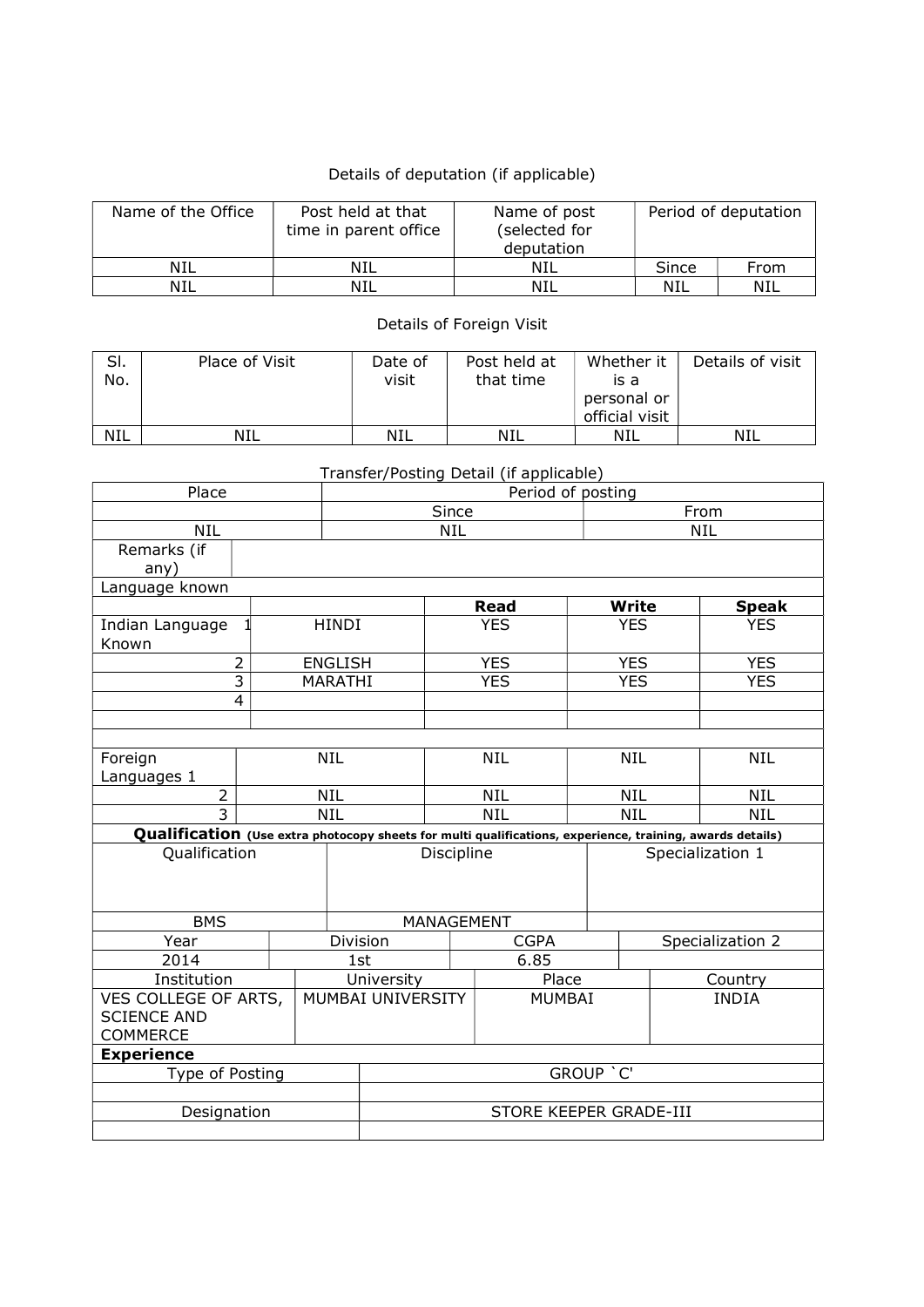Details of deputation (if applicable)

| Name of the Office | Post held at that time in parent office | Name of post (selected for deputation | Period of deputation | |
|---|---|---|---|---|
| NIL | NIL | NIL | Since | From |
| NIL | NIL | NIL | NIL | NIL |

Details of Foreign Visit

| Sl. No. | Place of Visit | Date of visit | Post held at that time | Whether it is a personal or official visit | Details of visit |
|---|---|---|---|---|---|
| NIL | NIL | NIL | NIL | NIL | NIL |

Transfer/Posting Detail (if applicable)

| Place | Period of posting | |
|---|---|---|
| | Since | From |
| NIL | NIL | NIL |
| Remarks (if any) | | |

Language known

| | | Read | Write | Speak |
|---|---|---|---|---|
| Indian Language Known 1 | HINDI | YES | YES | YES |
| 2 | ENGLISH | YES | YES | YES |
| 3 | MARATHI | YES | YES | YES |
| 4 | | | | |
| | | | | |
| Foreign Languages 1 | NIL | NIL | NIL | NIL |
| 2 | NIL | NIL | NIL | NIL |
| 3 | NIL | NIL | NIL | NIL |

**Qualification** **(Use extra photocopy sheets for multi qualifications, experience, training, awards details)**

| Qualification | Discipline | Specialization 1 |
|---|---|---|
| BMS | MANAGEMENT | |

| Year | Division | CGPA | Specialization 2 |
|---|---|---|---|
| 2014 | 1st | 6.85 | |

| Institution | University | Place | Country |
|---|---|---|---|
| VES COLLEGE OF ARTS, SCIENCE AND COMMERCE | MUMBAI UNIVERSITY | MUMBAI | INDIA |

**Experience**

| Type of Posting | GROUP `C' |
|---|---|
| | |
| Designation | STORE KEEPER GRADE-III |
| | |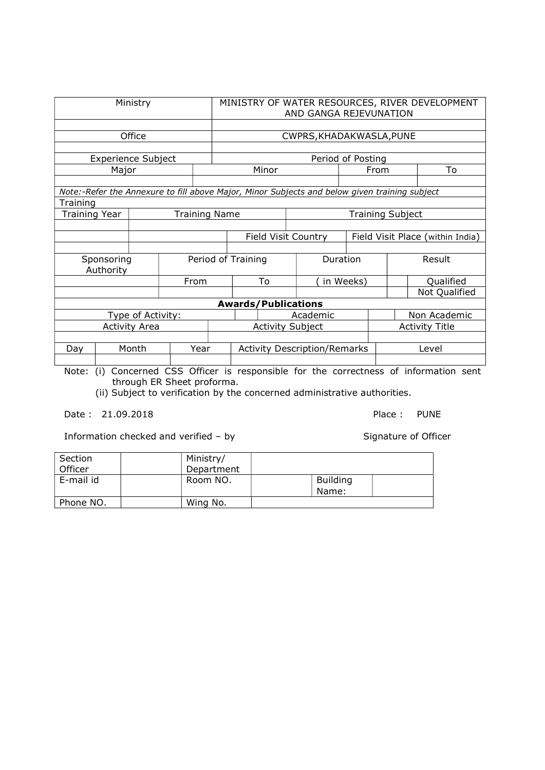| | | | |
|---|---|---|---|
| Ministry | MINISTRY OF WATER RESOURCES, RIVER DEVELOPMENT AND GANGA REJEVUNATION | | |
| | | | |
| Office | CWPRS,KHADAKWASLA,PUNE | | |
| | | | |
| Experience Subject | | Period of Posting | |
| Major | Minor | From | To |
| | | | |

*Note:-Refer the Annexure to fill above Major, Minor Subjects and below given training subject*

Training

| Training Year | Training Name | | Training Subject | |
|---|---|---|---|---|
| | | | | |
| | | Field Visit Country | | Field Visit Place (within India) |
| | | | | |

| Sponsoring Authority | Period of Training | | Duration | | Result |
|---|---|---|---|---|---|
| | From | To | ( in Weeks) | | Qualified |
| | | | | | Not Qualified |

**Awards/Publications**

| Type of Activity: | | Academic | | Non Academic |
|---|---|---|---|---|
| Activity Area | Activity Subject | | Activity Title | |
| | | | | |

| Day | Month | Year | Activity Description/Remarks | Level |
|---|---|---|---|---|
| | | | | |

Note: (i) Concerned CSS Officer is responsible for the correctness of information sent through ER Sheet proforma.

(ii) Subject to verification by the concerned administrative authorities.

Date : 21.09.2018 Place : PUNE

Information checked and verified – by Signature of Officer

| | | | | | |
|---|---|---|---|---|---|
| Section Officer | | Ministry/ Department | | | |
| E-mail id | | Room NO. | | Building Name: | |
| Phone NO. | | Wing No. | | | |